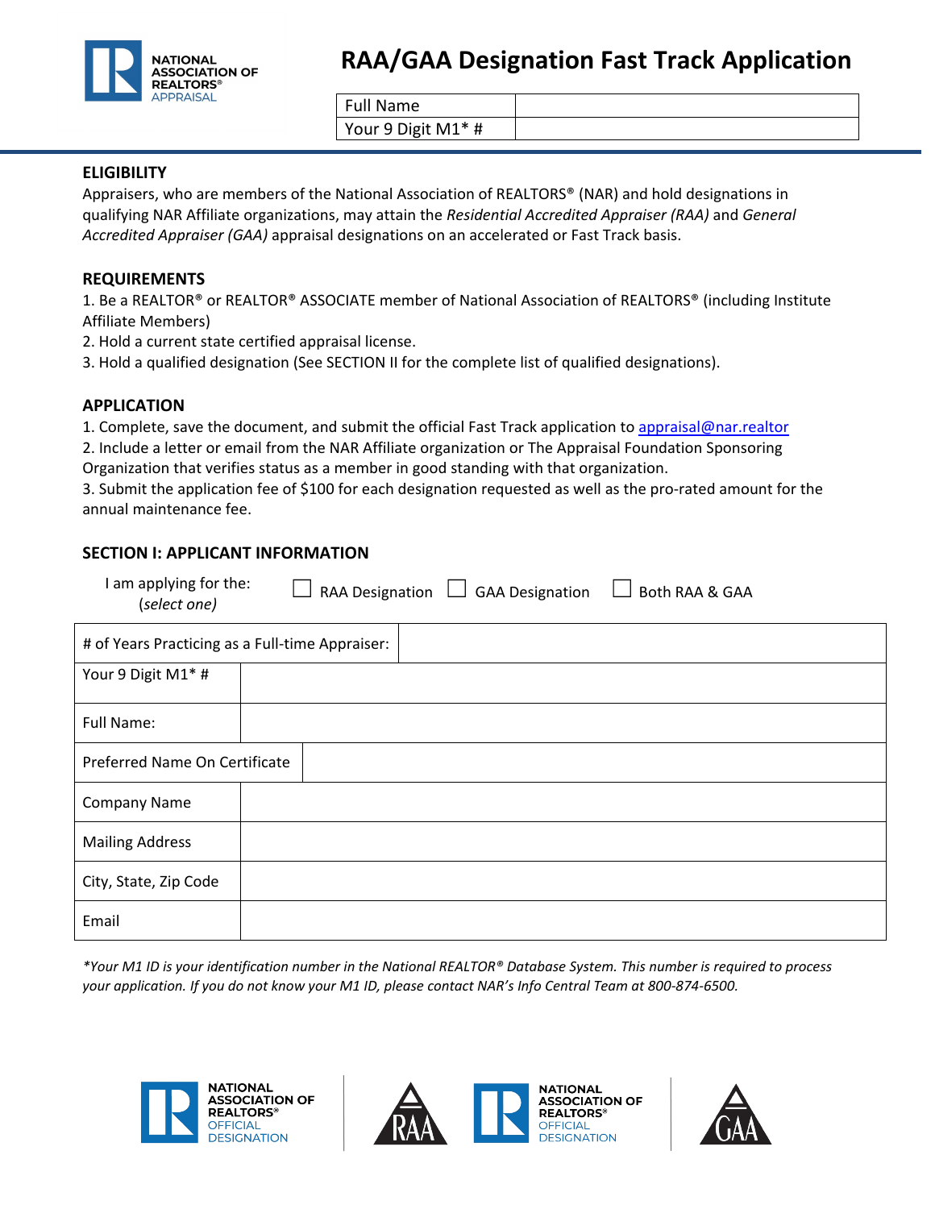NATIONAL ASSOCIATION OF REALTORS® APPRAISAL

# RAA/GAA Designation Fast Track Application

| Full Name | |
|---|---|
| Your 9 Digit M1* # | |

## ELIGIBILITY

Appraisers, who are members of the National Association of REALTORS® (NAR) and hold designations in qualifying NAR Affiliate organizations, may attain the *Residential Accredited Appraiser (RAA)* and *General Accredited Appraiser (GAA)* appraisal designations on an accelerated or Fast Track basis.

## REQUIREMENTS

1. Be a REALTOR® or REALTOR® ASSOCIATE member of National Association of REALTORS® (including Institute Affiliate Members)
2. Hold a current state certified appraisal license.
3. Hold a qualified designation (See SECTION II for the complete list of qualified designations).

## APPLICATION

1. Complete, save the document, and submit the official Fast Track application to appraisal@nar.realtor
2. Include a letter or email from the NAR Affiliate organization or The Appraisal Foundation Sponsoring Organization that verifies status as a member in good standing with that organization.
3. Submit the application fee of $100 for each designation requested as well as the pro-rated amount for the annual maintenance fee.

## SECTION I: APPLICANT INFORMATION

I am applying for the: *(select one)*  ☐ RAA Designation ☐ GAA Designation ☐ Both RAA & GAA

| # of Years Practicing as a Full-time Appraiser: | |
|---|---|
| Your 9 Digit M1* # | |
| Full Name: | |
| Preferred Name On Certificate | |
| Company Name | |
| Mailing Address | |
| City, State, Zip Code | |
| Email | |

*\*Your M1 ID is your identification number in the National REALTOR® Database System. This number is required to process your application. If you do not know your M1 ID, please contact NAR's Info Central Team at 800-874-6500.*

NATIONAL ASSOCIATION OF REALTORS® OFFICIAL DESIGNATION — RAA | NATIONAL ASSOCIATION OF REALTORS® OFFICIAL DESIGNATION — GAA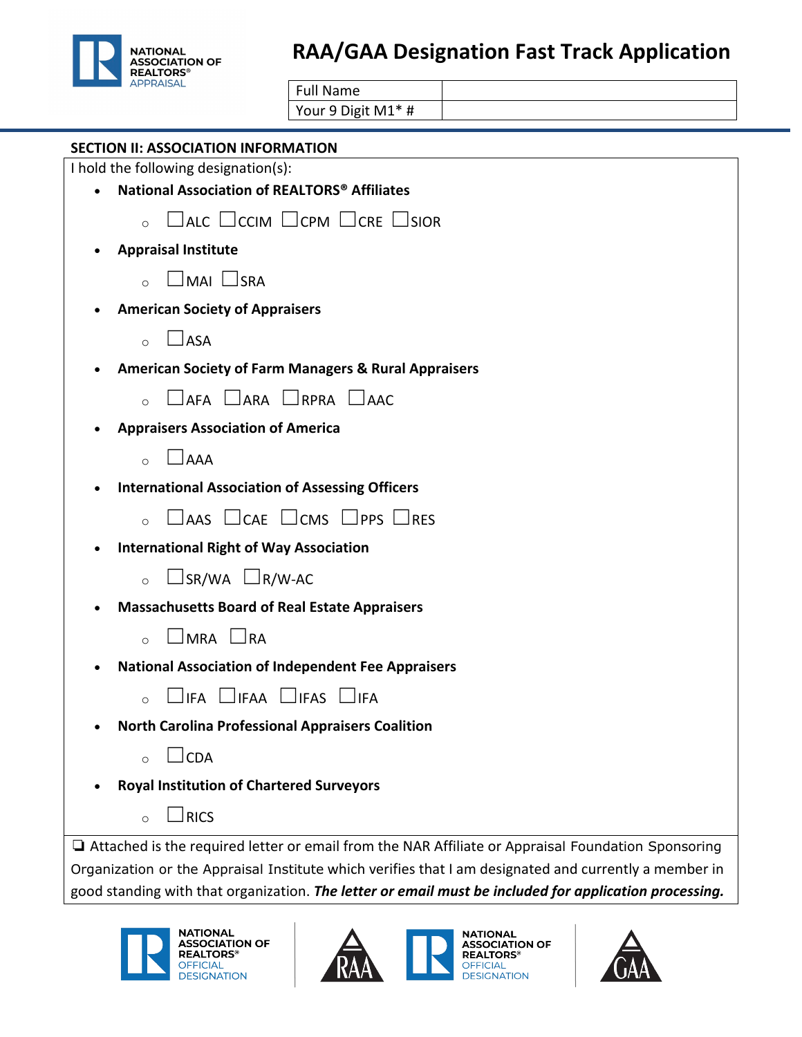# RAA/GAA Designation Fast Track Application

| Full Name | |
|---|---|
| Your 9 Digit M1* # | |

## SECTION II: ASSOCIATION INFORMATION

I hold the following designation(s):

- **National Association of REALTORS® Affiliates**
  - ☐ ALC ☐ CCIM ☐ CPM ☐ CRE ☐ SIOR
- **Appraisal Institute**
  - ☐ MAI ☐ SRA
- **American Society of Appraisers**
  - ☐ ASA
- **American Society of Farm Managers & Rural Appraisers**
  - ☐ AFA ☐ ARA ☐ RPRA ☐ AAC
- **Appraisers Association of America**
  - ☐ AAA
- **International Association of Assessing Officers**
  - ☐ AAS ☐ CAE ☐ CMS ☐ PPS ☐ RES
- **International Right of Way Association**
  - ☐ SR/WA ☐ R/W-AC
- **Massachusetts Board of Real Estate Appraisers**
  - ☐ MRA ☐ RA
- **National Association of Independent Fee Appraisers**
  - ☐ IFA ☐ IFAA ☐ IFAS ☐ IFA
- **North Carolina Professional Appraisers Coalition**
  - ☐ CDA
- **Royal Institution of Chartered Surveyors**
  - ☐ RICS

☐ Attached is the required letter or email from the NAR Affiliate or Appraisal Foundation Sponsoring Organization or the Appraisal Institute which verifies that I am designated and currently a member in good standing with that organization. ***The letter or email must be included for application processing.***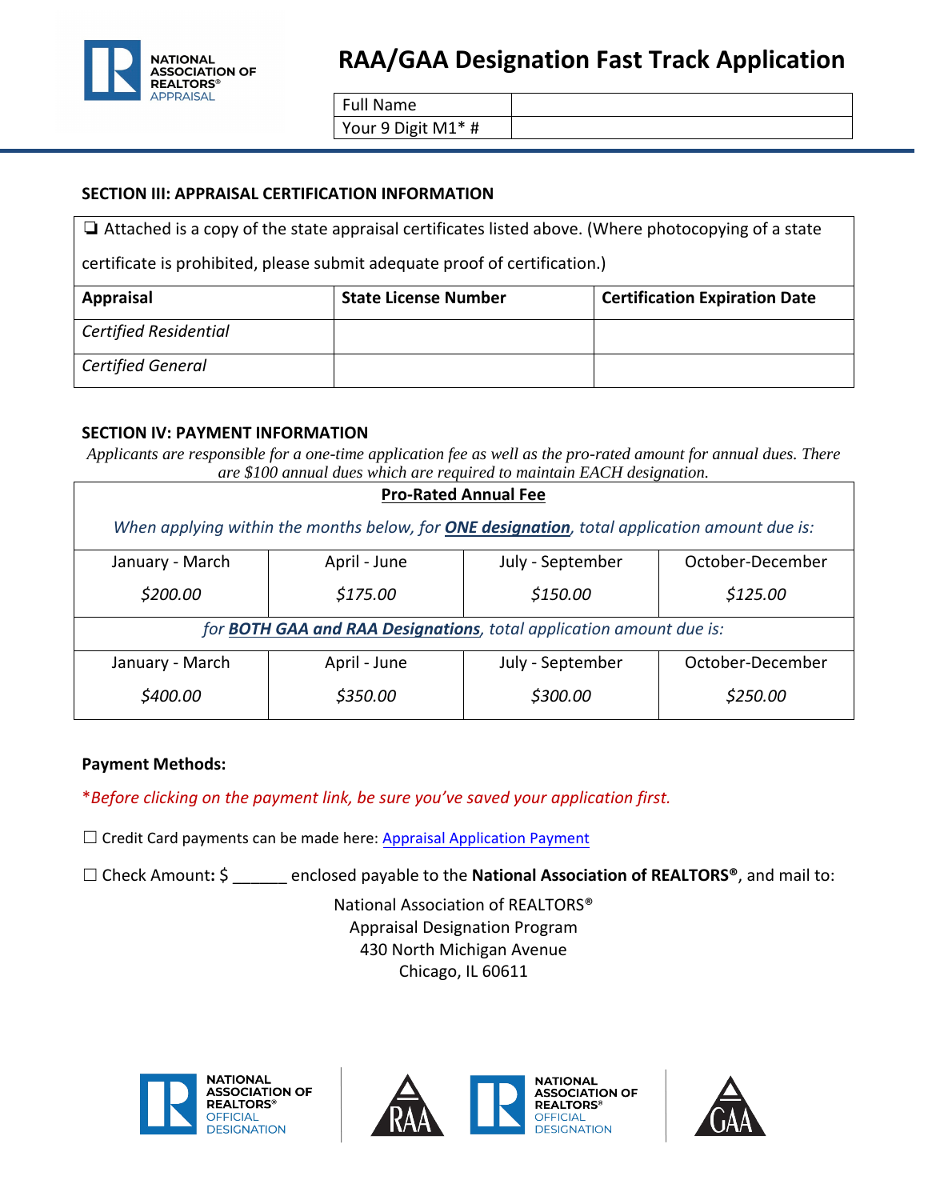NATIONAL ASSOCIATION OF REALTORS® APPRAISAL

# RAA/GAA Designation Fast Track Application

| Full Name | |
|---|---|
| Your 9 Digit M1* # | |

## SECTION III: APPRAISAL CERTIFICATION INFORMATION

❑ Attached is a copy of the state appraisal certificates listed above. (Where photocopying of a state certificate is prohibited, please submit adequate proof of certification.)

| Appraisal | State License Number | Certification Expiration Date |
|---|---|---|
| *Certified Residential* | | |
| *Certified General* | | |

## SECTION IV: PAYMENT INFORMATION

*Applicants are responsible for a one-time application fee as well as the pro-rated amount for annual dues. There are $100 annual dues which are required to maintain EACH designation.*

| **Pro-Rated Annual Fee** | | | |
|---|---|---|---|
| *When applying within the months below, for **ONE designation**, total application amount due is:* | | | |
| January - March | April - June | July - September | October-December |
| *$200.00* | *$175.00* | *$150.00* | *$125.00* |
| *for **BOTH GAA and RAA Designations**, total application amount due is:* | | | |
| January - March | April - June | July - September | October-December |
| *$400.00* | *$350.00* | *$300.00* | *$250.00* |

**Payment Methods:**

**Before clicking on the payment link, be sure you've saved your application first.*

☐ Credit Card payments can be made here: Appraisal Application Payment

☐ Check Amount**:** $ ______ enclosed payable to the **National Association of REALTORS®**, and mail to:

National Association of REALTORS®
Appraisal Designation Program
430 North Michigan Avenue
Chicago, IL 60611

NATIONAL ASSOCIATION OF REALTORS® OFFICIAL DESIGNATION — RAA

NATIONAL ASSOCIATION OF REALTORS® OFFICIAL DESIGNATION — GAA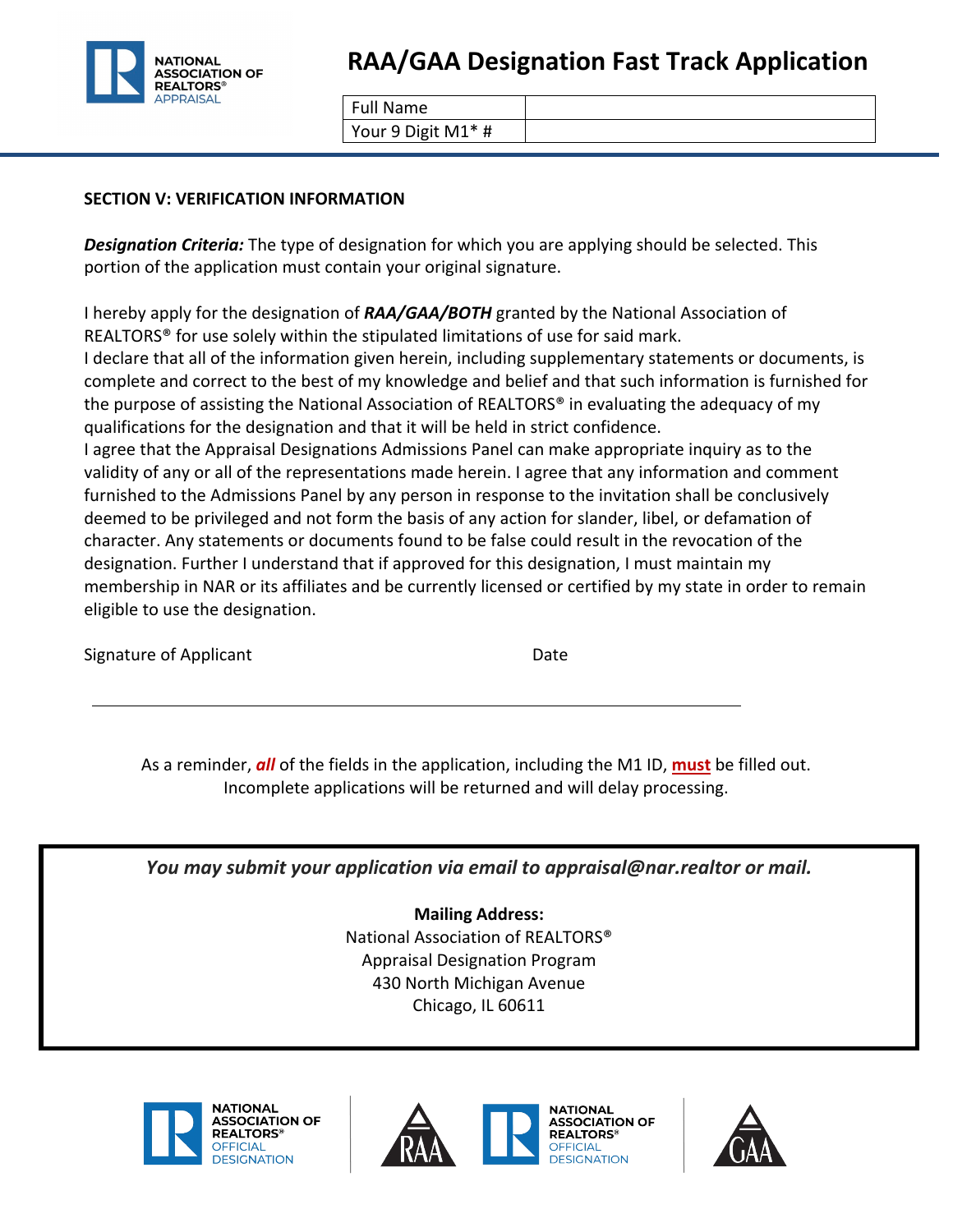# RAA/GAA Designation Fast Track Application

| | |
|---|---|
| Full Name | |
| Your 9 Digit M1* # | |

**SECTION V: VERIFICATION INFORMATION**

***Designation Criteria:*** The type of designation for which you are applying should be selected. This portion of the application must contain your original signature.

I hereby apply for the designation of ***RAA/GAA/BOTH*** granted by the National Association of REALTORS® for use solely within the stipulated limitations of use for said mark.
I declare that all of the information given herein, including supplementary statements or documents, is complete and correct to the best of my knowledge and belief and that such information is furnished for the purpose of assisting the National Association of REALTORS® in evaluating the adequacy of my qualifications for the designation and that it will be held in strict confidence.
I agree that the Appraisal Designations Admissions Panel can make appropriate inquiry as to the validity of any or all of the representations made herein. I agree that any information and comment furnished to the Admissions Panel by any person in response to the invitation shall be conclusively deemed to be privileged and not form the basis of any action for slander, libel, or defamation of character. Any statements or documents found to be false could result in the revocation of the designation. Further I understand that if approved for this designation, I must maintain my membership in NAR or its affiliates and be currently licensed or certified by my state in order to remain eligible to use the designation.

Signature of Applicant Date

As a reminder, ***all*** of the fields in the application, including the M1 ID, **must** be filled out. Incomplete applications will be returned and will delay processing.

***You may submit your application via email to appraisal@nar.realtor or mail.***

**Mailing Address:**
National Association of REALTORS®
Appraisal Designation Program
430 North Michigan Avenue
Chicago, IL 60611